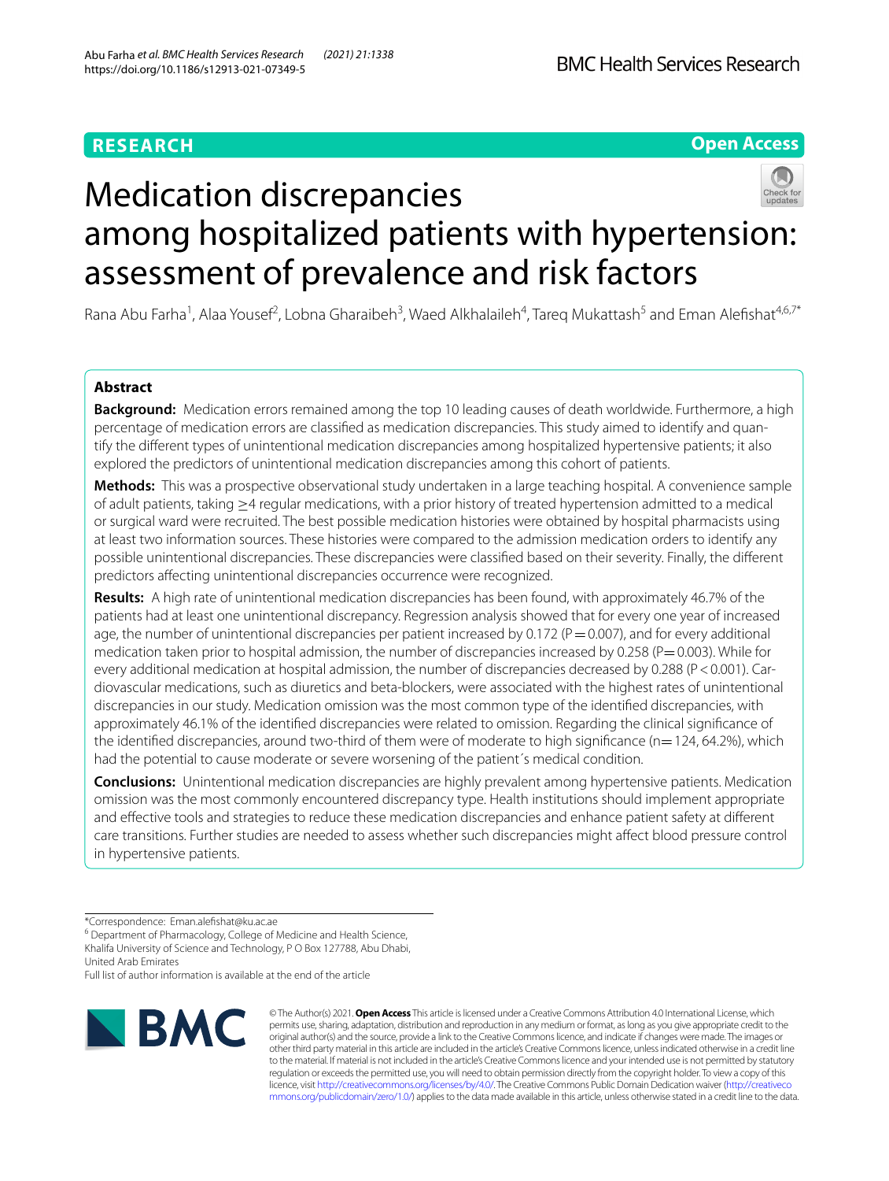RESEARCH

Open Access

# Medication discrepancies among hospitalized patients with hypertension: assessment of prevalence and risk factors

Rana Abu Farha[1], Alaa Yousef[2], Lobna Gharaibeh[3], Waed Alkhalaileh[4], Tareq Mukattash[5] and Eman Alefishat[4,6,7*]

## Abstract

**Background:** Medication errors remained among the top 10 leading causes of death worldwide. Furthermore, a high percentage of medication errors are classified as medication discrepancies. This study aimed to identify and quantify the different types of unintentional medication discrepancies among hospitalized hypertensive patients; it also explored the predictors of unintentional medication discrepancies among this cohort of patients.

**Methods:** This was a prospective observational study undertaken in a large teaching hospital. A convenience sample of adult patients, taking ≥4 regular medications, with a prior history of treated hypertension admitted to a medical or surgical ward were recruited. The best possible medication histories were obtained by hospital pharmacists using at least two information sources. These histories were compared to the admission medication orders to identify any possible unintentional discrepancies. These discrepancies were classified based on their severity. Finally, the different predictors affecting unintentional discrepancies occurrence were recognized.

**Results:** A high rate of unintentional medication discrepancies has been found, with approximately 46.7% of the patients had at least one unintentional discrepancy. Regression analysis showed that for every one year of increased age, the number of unintentional discrepancies per patient increased by 0.172 ($P = 0.007$), and for every additional medication taken prior to hospital admission, the number of discrepancies increased by 0.258 ($P = 0.003$). While for every additional medication at hospital admission, the number of discrepancies decreased by 0.288 ($P < 0.001$). Cardiovascular medications, such as diuretics and beta-blockers, were associated with the highest rates of unintentional discrepancies in our study. Medication omission was the most common type of the identified discrepancies, with approximately 46.1% of the identified discrepancies were related to omission. Regarding the clinical significance of the identified discrepancies, around two-third of them were of moderate to high significance ($n = 124$, 64.2%), which had the potential to cause moderate or severe worsening of the patient´s medical condition.

**Conclusions:** Unintentional medication discrepancies are highly prevalent among hypertensive patients. Medication omission was the most commonly encountered discrepancy type. Health institutions should implement appropriate and effective tools and strategies to reduce these medication discrepancies and enhance patient safety at different care transitions. Further studies are needed to assess whether such discrepancies might affect blood pressure control in hypertensive patients.

*Correspondence: Eman.alefishat@ku.ac.ae

[6] Department of Pharmacology, College of Medicine and Health Science, Khalifa University of Science and Technology, P O Box 127788, Abu Dhabi, United Arab Emirates

Full list of author information is available at the end of the article

© The Author(s) 2021. **Open Access** This article is licensed under a Creative Commons Attribution 4.0 International License, which permits use, sharing, adaptation, distribution and reproduction in any medium or format, as long as you give appropriate credit to the original author(s) and the source, provide a link to the Creative Commons licence, and indicate if changes were made. The images or other third party material in this article are included in the article's Creative Commons licence, unless indicated otherwise in a credit line to the material. If material is not included in the article's Creative Commons licence and your intended use is not permitted by statutory regulation or exceeds the permitted use, you will need to obtain permission directly from the copyright holder. To view a copy of this licence, visit http://creativecommons.org/licenses/by/4.0/. The Creative Commons Public Domain Dedication waiver (http://creativecommons.org/publicdomain/zero/1.0/) applies to the data made available in this article, unless otherwise stated in a credit line to the data.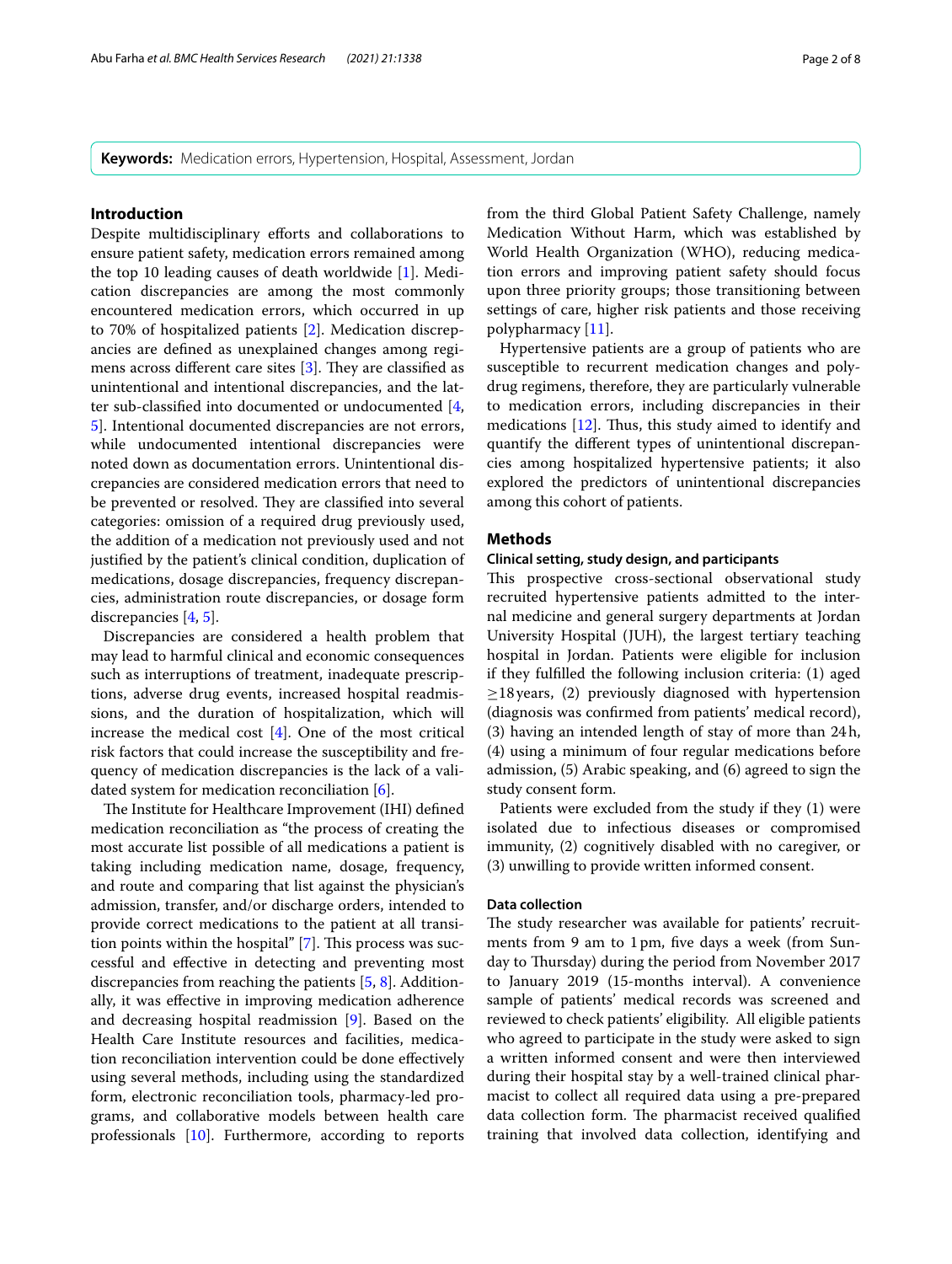**Keywords:** Medication errors, Hypertension, Hospital, Assessment, Jordan

## Introduction

Despite multidisciplinary efforts and collaborations to ensure patient safety, medication errors remained among the top 10 leading causes of death worldwide [1]. Medication discrepancies are among the most commonly encountered medication errors, which occurred in up to 70% of hospitalized patients [2]. Medication discrepancies are defined as unexplained changes among regimens across different care sites [3]. They are classified as unintentional and intentional discrepancies, and the latter sub-classified into documented or undocumented [4, 5]. Intentional documented discrepancies are not errors, while undocumented intentional discrepancies were noted down as documentation errors. Unintentional discrepancies are considered medication errors that need to be prevented or resolved. They are classified into several categories: omission of a required drug previously used, the addition of a medication not previously used and not justified by the patient's clinical condition, duplication of medications, dosage discrepancies, frequency discrepancies, administration route discrepancies, or dosage form discrepancies [4, 5].

Discrepancies are considered a health problem that may lead to harmful clinical and economic consequences such as interruptions of treatment, inadequate prescriptions, adverse drug events, increased hospital readmissions, and the duration of hospitalization, which will increase the medical cost [4]. One of the most critical risk factors that could increase the susceptibility and frequency of medication discrepancies is the lack of a validated system for medication reconciliation [6].

The Institute for Healthcare Improvement (IHI) defined medication reconciliation as "the process of creating the most accurate list possible of all medications a patient is taking including medication name, dosage, frequency, and route and comparing that list against the physician's admission, transfer, and/or discharge orders, intended to provide correct medications to the patient at all transition points within the hospital" [7]. This process was successful and effective in detecting and preventing most discrepancies from reaching the patients [5, 8]. Additionally, it was effective in improving medication adherence and decreasing hospital readmission [9]. Based on the Health Care Institute resources and facilities, medication reconciliation intervention could be done effectively using several methods, including using the standardized form, electronic reconciliation tools, pharmacy-led programs, and collaborative models between health care professionals [10]. Furthermore, according to reports from the third Global Patient Safety Challenge, namely Medication Without Harm, which was established by World Health Organization (WHO), reducing medication errors and improving patient safety should focus upon three priority groups; those transitioning between settings of care, higher risk patients and those receiving polypharmacy [11].

Hypertensive patients are a group of patients who are susceptible to recurrent medication changes and polydrug regimens, therefore, they are particularly vulnerable to medication errors, including discrepancies in their medications [12]. Thus, this study aimed to identify and quantify the different types of unintentional discrepancies among hospitalized hypertensive patients; it also explored the predictors of unintentional discrepancies among this cohort of patients.

## Methods

### Clinical setting, study design, and participants

This prospective cross-sectional observational study recruited hypertensive patients admitted to the internal medicine and general surgery departments at Jordan University Hospital (JUH), the largest tertiary teaching hospital in Jordan. Patients were eligible for inclusion if they fulfilled the following inclusion criteria: (1) aged ≥18 years, (2) previously diagnosed with hypertension (diagnosis was confirmed from patients' medical record), (3) having an intended length of stay of more than 24 h, (4) using a minimum of four regular medications before admission, (5) Arabic speaking, and (6) agreed to sign the study consent form.

Patients were excluded from the study if they (1) were isolated due to infectious diseases or compromised immunity, (2) cognitively disabled with no caregiver, or (3) unwilling to provide written informed consent.

### Data collection

The study researcher was available for patients' recruitments from 9 am to 1 pm, five days a week (from Sunday to Thursday) during the period from November 2017 to January 2019 (15-months interval). A convenience sample of patients' medical records was screened and reviewed to check patients' eligibility. All eligible patients who agreed to participate in the study were asked to sign a written informed consent and were then interviewed during their hospital stay by a well-trained clinical pharmacist to collect all required data using a pre-prepared data collection form. The pharmacist received qualified training that involved data collection, identifying and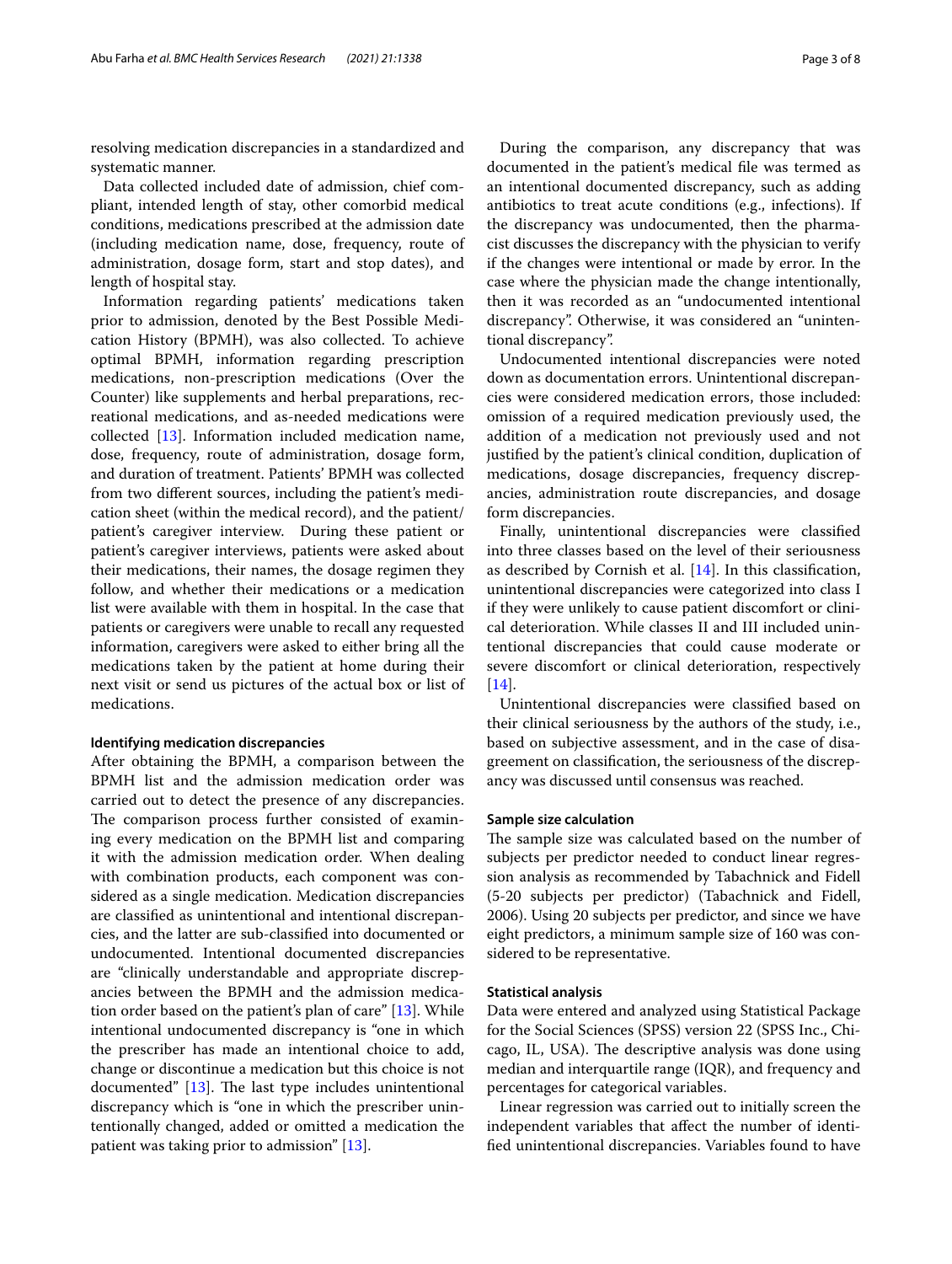resolving medication discrepancies in a standardized and systematic manner.

Data collected included date of admission, chief compliant, intended length of stay, other comorbid medical conditions, medications prescribed at the admission date (including medication name, dose, frequency, route of administration, dosage form, start and stop dates), and length of hospital stay.

Information regarding patients' medications taken prior to admission, denoted by the Best Possible Medication History (BPMH), was also collected. To achieve optimal BPMH, information regarding prescription medications, non-prescription medications (Over the Counter) like supplements and herbal preparations, recreational medications, and as-needed medications were collected [13]. Information included medication name, dose, frequency, route of administration, dosage form, and duration of treatment. Patients' BPMH was collected from two different sources, including the patient's medication sheet (within the medical record), and the patient/patient's caregiver interview. During these patient or patient's caregiver interviews, patients were asked about their medications, their names, the dosage regimen they follow, and whether their medications or a medication list were available with them in hospital. In the case that patients or caregivers were unable to recall any requested information, caregivers were asked to either bring all the medications taken by the patient at home during their next visit or send us pictures of the actual box or list of medications.

### Identifying medication discrepancies

After obtaining the BPMH, a comparison between the BPMH list and the admission medication order was carried out to detect the presence of any discrepancies. The comparison process further consisted of examining every medication on the BPMH list and comparing it with the admission medication order. When dealing with combination products, each component was considered as a single medication. Medication discrepancies are classified as unintentional and intentional discrepancies, and the latter are sub-classified into documented or undocumented. Intentional documented discrepancies are "clinically understandable and appropriate discrepancies between the BPMH and the admission medication order based on the patient's plan of care" [13]. While intentional undocumented discrepancy is "one in which the prescriber has made an intentional choice to add, change or discontinue a medication but this choice is not documented" [13]. The last type includes unintentional discrepancy which is "one in which the prescriber unintentionally changed, added or omitted a medication the patient was taking prior to admission" [13].

During the comparison, any discrepancy that was documented in the patient's medical file was termed as an intentional documented discrepancy, such as adding antibiotics to treat acute conditions (e.g., infections). If the discrepancy was undocumented, then the pharmacist discusses the discrepancy with the physician to verify if the changes were intentional or made by error. In the case where the physician made the change intentionally, then it was recorded as an "undocumented intentional discrepancy". Otherwise, it was considered an "unintentional discrepancy".

Undocumented intentional discrepancies were noted down as documentation errors. Unintentional discrepancies were considered medication errors, those included: omission of a required medication previously used, the addition of a medication not previously used and not justified by the patient's clinical condition, duplication of medications, dosage discrepancies, frequency discrepancies, administration route discrepancies, and dosage form discrepancies.

Finally, unintentional discrepancies were classified into three classes based on the level of their seriousness as described by Cornish et al. [14]. In this classification, unintentional discrepancies were categorized into class I if they were unlikely to cause patient discomfort or clinical deterioration. While classes II and III included unintentional discrepancies that could cause moderate or severe discomfort or clinical deterioration, respectively [14].

Unintentional discrepancies were classified based on their clinical seriousness by the authors of the study, i.e., based on subjective assessment, and in the case of disagreement on classification, the seriousness of the discrepancy was discussed until consensus was reached.

### Sample size calculation

The sample size was calculated based on the number of subjects per predictor needed to conduct linear regression analysis as recommended by Tabachnick and Fidell (5-20 subjects per predictor) (Tabachnick and Fidell, 2006). Using 20 subjects per predictor, and since we have eight predictors, a minimum sample size of 160 was considered to be representative.

### Statistical analysis

Data were entered and analyzed using Statistical Package for the Social Sciences (SPSS) version 22 (SPSS Inc., Chicago, IL, USA). The descriptive analysis was done using median and interquartile range (IQR), and frequency and percentages for categorical variables.

Linear regression was carried out to initially screen the independent variables that affect the number of identified unintentional discrepancies. Variables found to have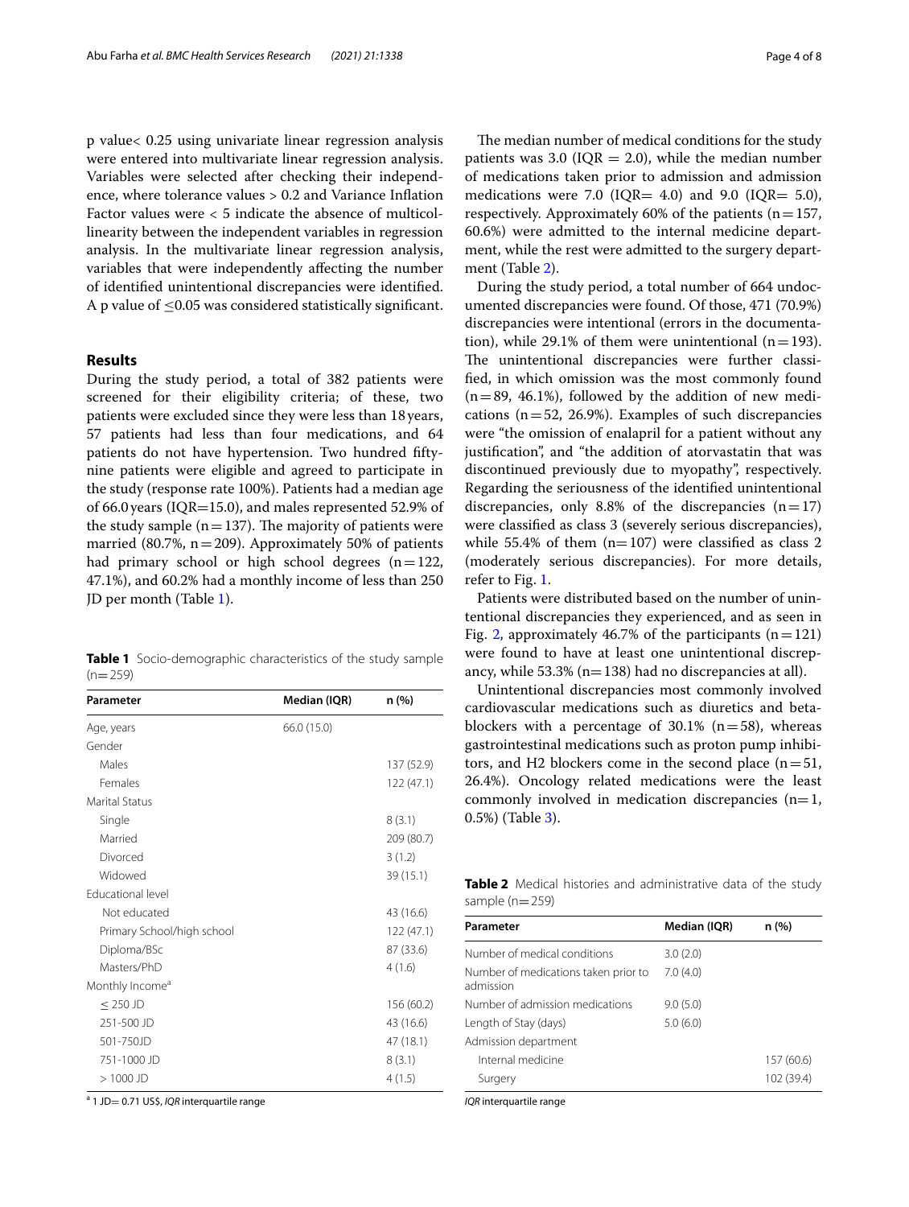p value< 0.25 using univariate linear regression analysis were entered into multivariate linear regression analysis. Variables were selected after checking their independence, where tolerance values > 0.2 and Variance Inflation Factor values were < 5 indicate the absence of multicollinearity between the independent variables in regression analysis. In the multivariate linear regression analysis, variables that were independently affecting the number of identified unintentional discrepancies were identified. A p value of $\leq$0.05 was considered statistically significant.

## Results

During the study period, a total of 382 patients were screened for their eligibility criteria; of these, two patients were excluded since they were less than 18 years, 57 patients had less than four medications, and 64 patients do not have hypertension. Two hundred fifty-nine patients were eligible and agreed to participate in the study (response rate 100%). Patients had a median age of 66.0 years (IQR=15.0), and males represented 52.9% of the study sample (n = 137). The majority of patients were married (80.7%, n = 209). Approximately 50% of patients had primary school or high school degrees (n = 122, 47.1%), and 60.2% had a monthly income of less than 250 JD per month (Table 1).

**Table 1** Socio-demographic characteristics of the study sample (n = 259)

| Parameter | Median (IQR) | n (%) |
|---|---|---|
| Age, years | 66.0 (15.0) | |
| Gender | | |
| Males | | 137 (52.9) |
| Females | | 122 (47.1) |
| Marital Status | | |
| Single | | 8 (3.1) |
| Married | | 209 (80.7) |
| Divorced | | 3 (1.2) |
| Widowed | | 39 (15.1) |
| Educational level | | |
| Not educated | | 43 (16.6) |
| Primary School/high school | | 122 (47.1) |
| Diploma/BSc | | 87 (33.6) |
| Masters/PhD | | 4 (1.6) |
| Monthly Income[a] | | |
| ≤ 250 JD | | 156 (60.2) |
| 251-500 JD | | 43 (16.6) |
| 501-750JD | | 47 (18.1) |
| 751-1000 JD | | 8 (3.1) |
| > 1000 JD | | 4 (1.5) |

[a] 1 JD= 0.71 US$, *IQR* interquartile range

The median number of medical conditions for the study patients was 3.0 (IQR = 2.0), while the median number of medications taken prior to admission and admission medications were 7.0 (IQR= 4.0) and 9.0 (IQR= 5.0), respectively. Approximately 60% of the patients (n = 157, 60.6%) were admitted to the internal medicine department, while the rest were admitted to the surgery department (Table 2).

During the study period, a total number of 664 undocumented discrepancies were found. Of those, 471 (70.9%) discrepancies were intentional (errors in the documentation), while 29.1% of them were unintentional (n = 193). The unintentional discrepancies were further classified, in which omission was the most commonly found (n = 89, 46.1%), followed by the addition of new medications (n = 52, 26.9%). Examples of such discrepancies were "the omission of enalapril for a patient without any justification", and "the addition of atorvastatin that was discontinued previously due to myopathy", respectively. Regarding the seriousness of the identified unintentional discrepancies, only 8.8% of the discrepancies (n = 17) were classified as class 3 (severely serious discrepancies), while 55.4% of them (n= 107) were classified as class 2 (moderately serious discrepancies). For more details, refer to Fig. 1.

Patients were distributed based on the number of unintentional discrepancies they experienced, and as seen in Fig. 2, approximately 46.7% of the participants (n = 121) were found to have at least one unintentional discrepancy, while 53.3% (n= 138) had no discrepancies at all).

Unintentional discrepancies most commonly involved cardiovascular medications such as diuretics and beta-blockers with a percentage of 30.1% (n = 58), whereas gastrointestinal medications such as proton pump inhibitors, and H2 blockers come in the second place (n = 51, 26.4%). Oncology related medications were the least commonly involved in medication discrepancies (n= 1, 0.5%) (Table 3).

**Table 2** Medical histories and administrative data of the study sample (n = 259)

| Parameter | Median (IQR) | n (%) |
|---|---|---|
| Number of medical conditions | 3.0 (2.0) | |
| Number of medications taken prior to admission | 7.0 (4.0) | |
| Number of admission medications | 9.0 (5.0) | |
| Length of Stay (days) | 5.0 (6.0) | |
| Admission department | | |
| Internal medicine | | 157 (60.6) |
| Surgery | | 102 (39.4) |

*IQR* interquartile range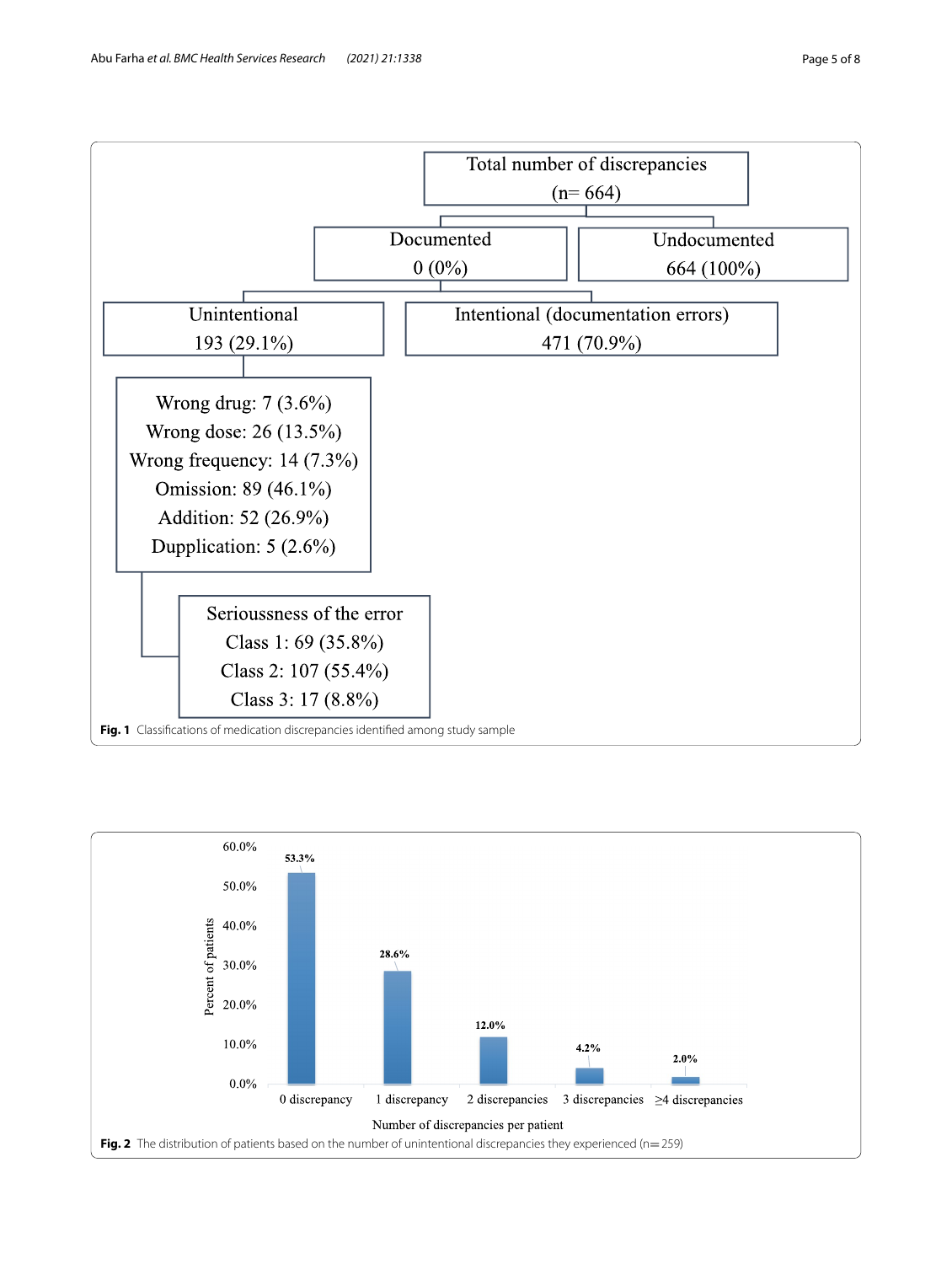Total number of discrepancies (n= 664)

- Documented: 0 (0%)
- Undocumented: 664 (100%)
  - Unintentional: 193 (29.1%)
    - Wrong drug: 7 (3.6%)
    - Wrong dose: 26 (13.5%)
    - Wrong frequency: 14 (7.3%)
    - Omission: 89 (46.1%)
    - Addition: 52 (26.9%)
    - Dupplication: 5 (2.6%)
    - Serioussness of the error
      - Class 1: 69 (35.8%)
      - Class 2: 107 (55.4%)
      - Class 3: 17 (8.8%)
  - Intentional (documentation errors): 471 (70.9%)

**Fig. 1** Classifications of medication discrepancies identified among study sample

| Number of discrepancies per patient | Percent of patients |
| --- | --- |
| 0 discrepancy | 53.3% |
| 1 discrepancy | 28.6% |
| 2 discrepancies | 12.0% |
| 3 discrepancies | 4.2% |
| ≥4 discrepancies | 2.0% |

**Fig. 2** The distribution of patients based on the number of unintentional discrepancies they experienced (n=259)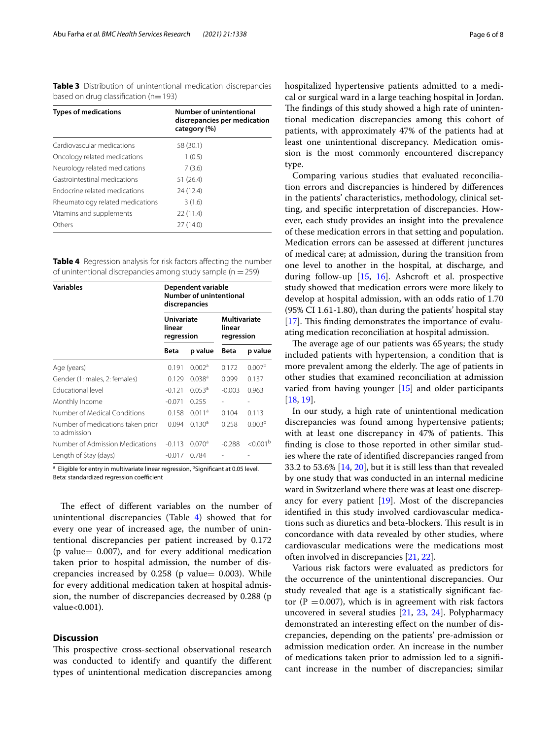**Table 3** Distribution of unintentional medication discrepancies based on drug classification (n= 193)

| Types of medications | Number of unintentional discrepancies per medication category (%) |
|---|---|
| Cardiovascular medications | 58 (30.1) |
| Oncology related medications | 1 (0.5) |
| Neurology related medications | 7 (3.6) |
| Gastrointestinal medications | 51 (26.4) |
| Endocrine related medications | 24 (12.4) |
| Rheumatology related medications | 3 (1.6) |
| Vitamins and supplements | 22 (11.4) |
| Others | 27 (14.0) |

**Table 4** Regression analysis for risk factors affecting the number of unintentional discrepancies among study sample (n = 259)

| Variables | Dependent variable Number of unintentional discrepancies | | | |
|---|---|---|---|---|
| | Univariate linear regression | | Multivariate linear regression | |
| | Beta | p value | Beta | p value |
| Age (years) | 0.191 | 0.002[a] | 0.172 | 0.007[b] |
| Gender (1: males, 2: females) | 0.129 | 0.038[a] | 0.099 | 0.137 |
| Educational level | -0.121 | 0.053[a] | -0.003 | 0.963 |
| Monthly Income | -0.071 | 0.255 | - | - |
| Number of Medical Conditions | 0.158 | 0.011[a] | 0.104 | 0.113 |
| Number of medications taken prior to admission | 0.094 | 0.130[a] | 0.258 | 0.003[b] |
| Number of Admission Medications | -0.113 | 0.070[a] | -0.288 | <0.001[b] |
| Length of Stay (days) | -0.017 | 0.784 | - | - |

[a] Eligible for entry in multivariate linear regression, [b]Significant at 0.05 level. Beta: standardized regression coefficient

The effect of different variables on the number of unintentional discrepancies (Table 4) showed that for every one year of increased age, the number of unintentional discrepancies per patient increased by 0.172 (p value= 0.007), and for every additional medication taken prior to hospital admission, the number of discrepancies increased by 0.258 (p value= 0.003). While for every additional medication taken at hospital admission, the number of discrepancies decreased by 0.288 (p value<0.001).

## Discussion

This prospective cross-sectional observational research was conducted to identify and quantify the different types of unintentional medication discrepancies among hospitalized hypertensive patients admitted to a medical or surgical ward in a large teaching hospital in Jordan. The findings of this study showed a high rate of unintentional medication discrepancies among this cohort of patients, with approximately 47% of the patients had at least one unintentional discrepancy. Medication omission is the most commonly encountered discrepancy type.

Comparing various studies that evaluated reconciliation errors and discrepancies is hindered by differences in the patients' characteristics, methodology, clinical setting, and specific interpretation of discrepancies. However, each study provides an insight into the prevalence of these medication errors in that setting and population. Medication errors can be assessed at different junctures of medical care; at admission, during the transition from one level to another in the hospital, at discharge, and during follow-up [15, 16]. Ashcroft et al. prospective study showed that medication errors were more likely to develop at hospital admission, with an odds ratio of 1.70 (95% CI 1.61-1.80), than during the patients' hospital stay [17]. This finding demonstrates the importance of evaluating medication reconciliation at hospital admission.

The average age of our patients was 65 years; the study included patients with hypertension, a condition that is more prevalent among the elderly. The age of patients in other studies that examined reconciliation at admission varied from having younger [15] and older participants [18, 19].

In our study, a high rate of unintentional medication discrepancies was found among hypertensive patients; with at least one discrepancy in 47% of patients. This finding is close to those reported in other similar studies where the rate of identified discrepancies ranged from 33.2 to 53.6% [14, 20], but it is still less than that revealed by one study that was conducted in an internal medicine ward in Switzerland where there was at least one discrepancy for every patient [19]. Most of the discrepancies identified in this study involved cardiovascular medications such as diuretics and beta-blockers. This result is in concordance with data revealed by other studies, where cardiovascular medications were the medications most often involved in discrepancies [21, 22].

Various risk factors were evaluated as predictors for the occurrence of the unintentional discrepancies. Our study revealed that age is a statistically significant factor (P =0.007), which is in agreement with risk factors uncovered in several studies [21, 23, 24]. Polypharmacy demonstrated an interesting effect on the number of discrepancies, depending on the patients' pre-admission or admission medication order. An increase in the number of medications taken prior to admission led to a significant increase in the number of discrepancies; similar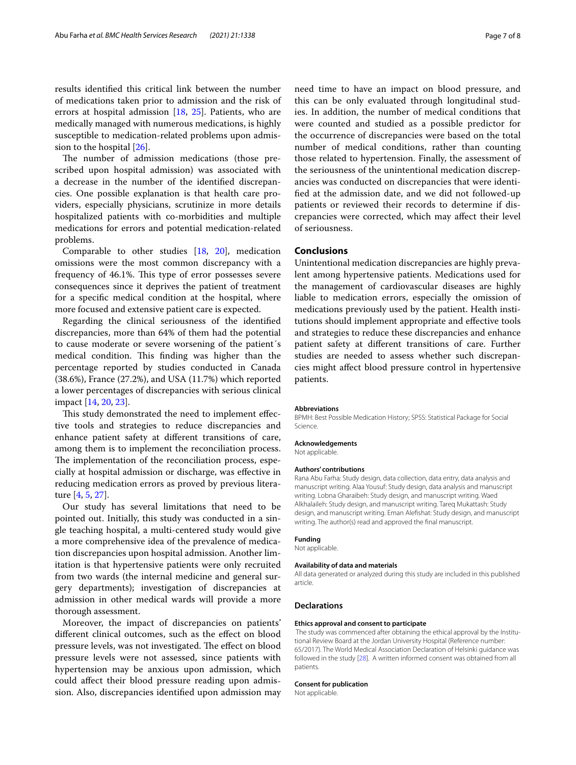results identified this critical link between the number of medications taken prior to admission and the risk of errors at hospital admission [18, 25]. Patients, who are medically managed with numerous medications, is highly susceptible to medication-related problems upon admission to the hospital [26].

The number of admission medications (those prescribed upon hospital admission) was associated with a decrease in the number of the identified discrepancies. One possible explanation is that health care providers, especially physicians, scrutinize in more details hospitalized patients with co-morbidities and multiple medications for errors and potential medication-related problems.

Comparable to other studies [18, 20], medication omissions were the most common discrepancy with a frequency of 46.1%. This type of error possesses severe consequences since it deprives the patient of treatment for a specific medical condition at the hospital, where more focused and extensive patient care is expected.

Regarding the clinical seriousness of the identified discrepancies, more than 64% of them had the potential to cause moderate or severe worsening of the patient´s medical condition. This finding was higher than the percentage reported by studies conducted in Canada (38.6%), France (27.2%), and USA (11.7%) which reported a lower percentages of discrepancies with serious clinical impact [14, 20, 23].

This study demonstrated the need to implement effective tools and strategies to reduce discrepancies and enhance patient safety at different transitions of care, among them is to implement the reconciliation process. The implementation of the reconciliation process, especially at hospital admission or discharge, was effective in reducing medication errors as proved by previous literature [4, 5, 27].

Our study has several limitations that need to be pointed out. Initially, this study was conducted in a single teaching hospital, a multi-centered study would give a more comprehensive idea of the prevalence of medication discrepancies upon hospital admission. Another limitation is that hypertensive patients were only recruited from two wards (the internal medicine and general surgery departments); investigation of discrepancies at admission in other medical wards will provide a more thorough assessment.

Moreover, the impact of discrepancies on patients' different clinical outcomes, such as the effect on blood pressure levels, was not investigated. The effect on blood pressure levels were not assessed, since patients with hypertension may be anxious upon admission, which could affect their blood pressure reading upon admission. Also, discrepancies identified upon admission may need time to have an impact on blood pressure, and this can be only evaluated through longitudinal studies. In addition, the number of medical conditions that were counted and studied as a possible predictor for the occurrence of discrepancies were based on the total number of medical conditions, rather than counting those related to hypertension. Finally, the assessment of the seriousness of the unintentional medication discrepancies was conducted on discrepancies that were identified at the admission date, and we did not followed-up patients or reviewed their records to determine if discrepancies were corrected, which may affect their level of seriousness.

## Conclusions

Unintentional medication discrepancies are highly prevalent among hypertensive patients. Medications used for the management of cardiovascular diseases are highly liable to medication errors, especially the omission of medications previously used by the patient. Health institutions should implement appropriate and effective tools and strategies to reduce these discrepancies and enhance patient safety at different transitions of care. Further studies are needed to assess whether such discrepancies might affect blood pressure control in hypertensive patients.

#### Abbreviations

BPMH: Best Possible Medication History; SPSS: Statistical Package for Social Science.

#### Acknowledgements

Not applicable.

#### Authors' contributions

Rana Abu Farha: Study design, data collection, data entry, data analysis and manuscript writing. Alaa Yousuf: Study design, data analysis and manuscript writing. Lobna Gharaibeh: Study design, and manuscript writing. Waed Alkhalaileh: Study design, and manuscript writing. Tareq Mukattash: Study design, and manuscript writing. Eman Alefishat: Study design, and manuscript writing. The author(s) read and approved the final manuscript.

#### Funding

Not applicable.

#### Availability of data and materials

All data generated or analyzed during this study are included in this published article.

### Declarations

#### Ethics approval and consent to participate

The study was commenced after obtaining the ethical approval by the Institutional Review Board at the Jordan University Hospital (Reference number: 65/2017). The World Medical Association Declaration of Helsinki guidance was followed in the study [28]. A written informed consent was obtained from all patients.

#### Consent for publication

Not applicable.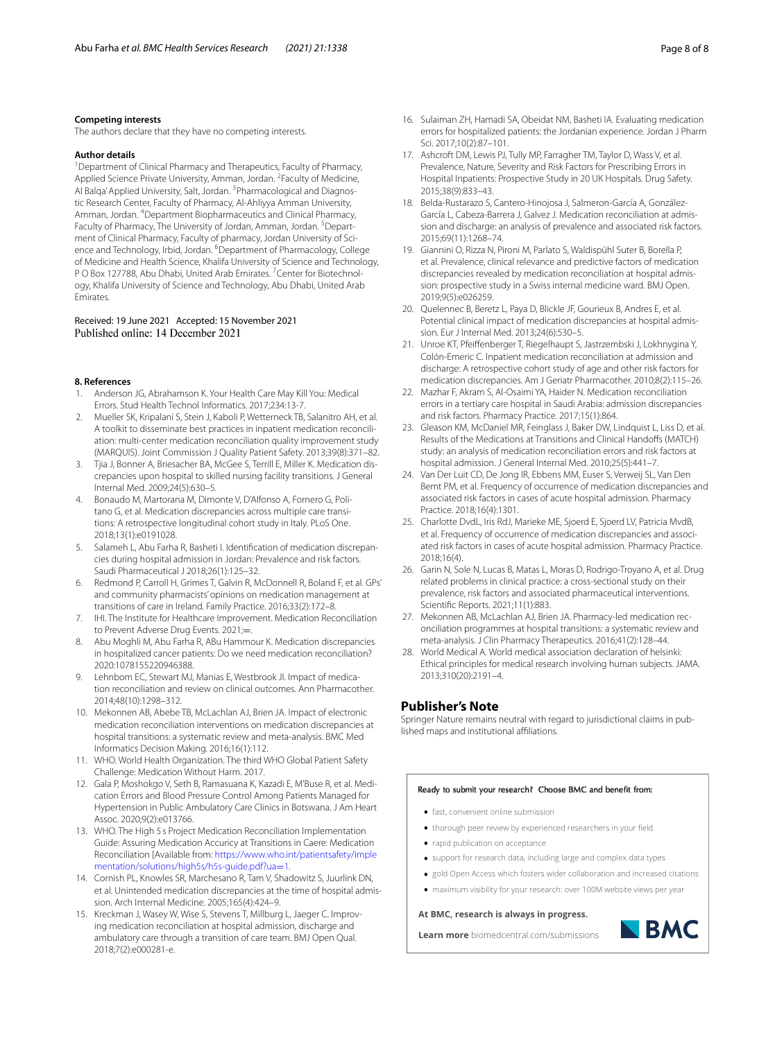### Competing interests

The authors declare that they have no competing interests.

### Author details

[1]Department of Clinical Pharmacy and Therapeutics, Faculty of Pharmacy, Applied Science Private University, Amman, Jordan. [2]Faculty of Medicine, Al Balqa' Applied University, Salt, Jordan. [3]Pharmacological and Diagnostic Research Center, Faculty of Pharmacy, Al-Ahliyya Amman University, Amman, Jordan. [4]Department Biopharmaceutics and Clinical Pharmacy, Faculty of Pharmacy, The University of Jordan, Amman, Jordan. [5]Department of Clinical Pharmacy, Faculty of pharmacy, Jordan University of Science and Technology, Irbid, Jordan. [6]Department of Pharmacology, College of Medicine and Health Science, Khalifa University of Science and Technology, P O Box 127788, Abu Dhabi, United Arab Emirates. [7]Center for Biotechnology, Khalifa University of Science and Technology, Abu Dhabi, United Arab Emirates.

Received: 19 June 2021 Accepted: 15 November 2021
Published online: 14 December 2021

### 8. References

1. Anderson JG, Abrahamson K. Your Health Care May Kill You: Medical Errors. Stud Health Technol Informatics. 2017;234:13-7.
2. Mueller SK, Kripalani S, Stein J, Kaboli P, Wetterneck TB, Salanitro AH, et al. A toolkit to disseminate best practices in inpatient medication reconciliation: multi-center medication reconciliation quality improvement study (MARQUIS). Joint Commission J Quality Patient Safety. 2013;39(8):371–82.
3. Tjia J, Bonner A, Briesacher BA, McGee S, Terrill E, Miller K. Medication discrepancies upon hospital to skilled nursing facility transitions. J General Internal Med. 2009;24(5):630–5.
4. Bonaudo M, Martorana M, Dimonte V, D'Alfonso A, Fornero G, Politano G, et al. Medication discrepancies across multiple care transitions: A retrospective longitudinal cohort study in Italy. PLoS One. 2018;13(1):e0191028.
5. Salameh L, Abu Farha R, Basheti I. Identification of medication discrepancies during hospital admission in Jordan: Prevalence and risk factors. Saudi Pharmaceutical J 2018;26(1):125–32.
6. Redmond P, Carroll H, Grimes T, Galvin R, McDonnell R, Boland F, et al. GPs' and community pharmacists' opinions on medication management at transitions of care in Ireland. Family Practice. 2016;33(2):172–8.
7. IHI. The Institute for Healthcare Improvement. Medication Reconciliation to Prevent Adverse Drug Events. 2021;=.
8. Abu Moghli M, Abu Farha R, ABu Hammour K. Medication discrepancies in hospitalized cancer patients: Do we need medication reconciliation? 2020:1078155220946388.
9. Lehnbom EC, Stewart MJ, Manias E, Westbrook JI. Impact of medication reconciliation and review on clinical outcomes. Ann Pharmacother. 2014;48(10):1298–312.
10. Mekonnen AB, Abebe TB, McLachlan AJ, Brien JA. Impact of electronic medication reconciliation interventions on medication discrepancies at hospital transitions: a systematic review and meta-analysis. BMC Med Informatics Decision Making. 2016;16(1):112.
11. WHO. World Health Organization. The third WHO Global Patient Safety Challenge: Medication Without Harm. 2017.
12. Gala P, Moshokgo V, Seth B, Ramasuana K, Kazadi E, M'Buse R, et al. Medication Errors and Blood Pressure Control Among Patients Managed for Hypertension in Public Ambulatory Care Clinics in Botswana. J Am Heart Assoc. 2020;9(2):e013766.
13. WHO. The High 5 s Project Medication Reconciliation Implementation Guide: Assuring Medication Accuracy at Transitions in Caere: Medication Reconciliation [Available from: https://www.who.int/patientsafety/implementation/solutions/high5s/h5s-guide.pdf?ua=1.
14. Cornish PL, Knowles SR, Marchesano R, Tam V, Shadowitz S, Juurlink DN, et al. Unintended medication discrepancies at the time of hospital admission. Arch Internal Medicine. 2005;165(4):424–9.
15. Kreckman J, Wasey W, Wise S, Stevens T, Millburg L, Jaeger C. Improving medication reconciliation at hospital admission, discharge and ambulatory care through a transition of care team. BMJ Open Qual. 2018;7(2):e000281-e.
16. Sulaiman ZH, Hamadi SA, Obeidat NM, Basheti IA. Evaluating medication errors for hospitalized patients: the Jordanian experience. Jordan J Pharm Sci. 2017;10(2):87–101.
17. Ashcroft DM, Lewis PJ, Tully MP, Farragher TM, Taylor D, Wass V, et al. Prevalence, Nature, Severity and Risk Factors for Prescribing Errors in Hospital Inpatients: Prospective Study in 20 UK Hospitals. Drug Safety. 2015;38(9):833–43.
18. Belda-Rustarazo S, Cantero-Hinojosa J, Salmeron-García A, González-García L, Cabeza-Barrera J, Galvez J. Medication reconciliation at admission and discharge: an analysis of prevalence and associated risk factors. 2015;69(11):1268–74.
19. Giannini O, Rizza N, Pironi M, Parlato S, Waldispühl Suter B, Borella P, et al. Prevalence, clinical relevance and predictive factors of medication discrepancies revealed by medication reconciliation at hospital admission: prospective study in a Swiss internal medicine ward. BMJ Open. 2019;9(5):e026259.
20. Quelennec B, Beretz L, Paya D, Blickle JF, Gourieux B, Andres E, et al. Potential clinical impact of medication discrepancies at hospital admission. Eur J Internal Med. 2013;24(6):530–5.
21. Unroe KT, Pfeiffenberger T, Riegelhaupt S, Jastrzembski J, Lokhnygina Y, Colón-Emeric C. Inpatient medication reconciliation at admission and discharge: A retrospective cohort study of age and other risk factors for medication discrepancies. Am J Geriatr Pharmacother. 2010;8(2):115–26.
22. Mazhar F, Akram S, Al-Osaimi YA, Haider N. Medication reconciliation errors in a tertiary care hospital in Saudi Arabia: admission discrepancies and risk factors. Pharmacy Practice. 2017;15(1):864.
23. Gleason KM, McDaniel MR, Feinglass J, Baker DW, Lindquist L, Liss D, et al. Results of the Medications at Transitions and Clinical Handoffs (MATCH) study: an analysis of medication reconciliation errors and risk factors at hospital admission. J General Internal Med. 2010;25(5):441–7.
24. Van Der Luit CD, De Jong IR, Ebbens MM, Euser S, Verweij SL, Van Den Bemt PM, et al. Frequency of occurrence of medication discrepancies and associated risk factors in cases of acute hospital admission. Pharmacy Practice. 2018;16(4):1301.
25. Charlotte DvdL, Iris RdJ, Marieke ME, Sjoerd E, Sjoerd LV, Patricia MvdB, et al. Frequency of occurrence of medication discrepancies and associated risk factors in cases of acute hospital admission. Pharmacy Practice. 2018;16(4).
26. Garin N, Sole N, Lucas B, Matas L, Moras D, Rodrigo-Troyano A, et al. Drug related problems in clinical practice: a cross-sectional study on their prevalence, risk factors and associated pharmaceutical interventions. Scientific Reports. 2021;11(1):883.
27. Mekonnen AB, McLachlan AJ, Brien JA. Pharmacy-led medication reconciliation programmes at hospital transitions: a systematic review and meta-analysis. J Clin Pharmacy Therapeutics. 2016;41(2):128–44.
28. World Medical A. World medical association declaration of helsinki: Ethical principles for medical research involving human subjects. JAMA. 2013;310(20):2191–4.

## Publisher's Note

Springer Nature remains neutral with regard to jurisdictional claims in published maps and institutional affiliations.

Ready to submit your research? Choose BMC and benefit from:

- fast, convenient online submission
- thorough peer review by experienced researchers in your field
- rapid publication on acceptance
- support for research data, including large and complex data types
- gold Open Access which fosters wider collaboration and increased citations
- maximum visibility for your research: over 100M website views per year

**At BMC, research is always in progress.**

**Learn more** biomedcentral.com/submissions

BMC